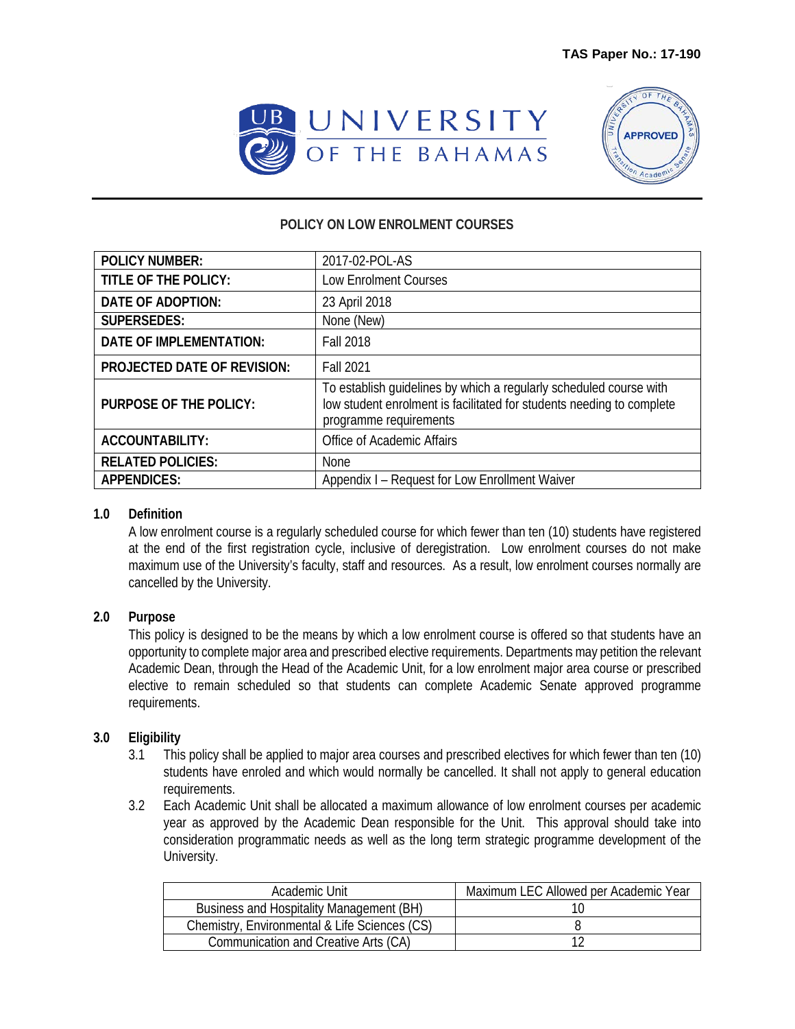TAS Paper No.: 17-190

UNIVERSITY OF THE BAHAMAS

APPROVED

# POLICY ON LOW ENROLMENT COURSES

| | |
|---|---|
| **POLICY NUMBER:** | 2017-02-POL-AS |
| **TITLE OF THE POLICY:** | Low Enrolment Courses |
| **DATE OF ADOPTION:** | 23 April 2018 |
| **SUPERSEDES:** | None (New) |
| **DATE OF IMPLEMENTATION:** | Fall 2018 |
| **PROJECTED DATE OF REVISION:** | Fall 2021 |
| **PURPOSE OF THE POLICY:** | To establish guidelines by which a regularly scheduled course with low student enrolment is facilitated for students needing to complete programme requirements |
| **ACCOUNTABILITY:** | Office of Academic Affairs |
| **RELATED POLICIES:** | None |
| **APPENDICES:** | Appendix I – Request for Low Enrollment Waiver |

## 1.0 Definition

A low enrolment course is a regularly scheduled course for which fewer than ten (10) students have registered at the end of the first registration cycle, inclusive of deregistration. Low enrolment courses do not make maximum use of the University's faculty, staff and resources. As a result, low enrolment courses normally are cancelled by the University.

## 2.0 Purpose

This policy is designed to be the means by which a low enrolment course is offered so that students have an opportunity to complete major area and prescribed elective requirements. Departments may petition the relevant Academic Dean, through the Head of the Academic Unit, for a low enrolment major area course or prescribed elective to remain scheduled so that students can complete Academic Senate approved programme requirements.

## 3.0 Eligibility

3.1 This policy shall be applied to major area courses and prescribed electives for which fewer than ten (10) students have enroled and which would normally be cancelled. It shall not apply to general education requirements.

3.2 Each Academic Unit shall be allocated a maximum allowance of low enrolment courses per academic year as approved by the Academic Dean responsible for the Unit. This approval should take into consideration programmatic needs as well as the long term strategic programme development of the University.

| Academic Unit | Maximum LEC Allowed per Academic Year |
|---|---|
| Business and Hospitality Management (BH) | 10 |
| Chemistry, Environmental & Life Sciences (CS) | 8 |
| Communication and Creative Arts (CA) | 12 |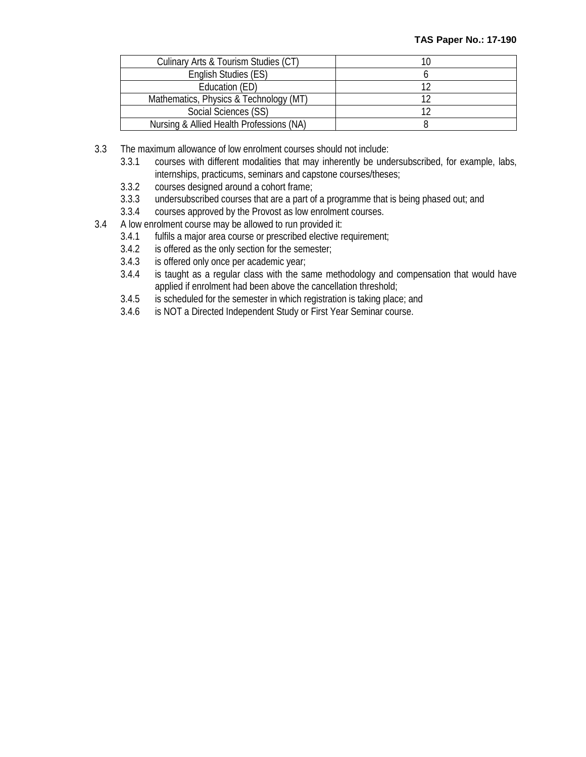| | |
|---|---|
| Culinary Arts & Tourism Studies (CT) | 10 |
| English Studies (ES) | 6 |
| Education (ED) | 12 |
| Mathematics, Physics & Technology (MT) | 12 |
| Social Sciences (SS) | 12 |
| Nursing & Allied Health Professions (NA) | 8 |

3.3 The maximum allowance of low enrolment courses should not include:

- 3.3.1 courses with different modalities that may inherently be undersubscribed, for example, labs, internships, practicums, seminars and capstone courses/theses;
- 3.3.2 courses designed around a cohort frame;
- 3.3.3 undersubscribed courses that are a part of a programme that is being phased out; and
- 3.3.4 courses approved by the Provost as low enrolment courses.

3.4 A low enrolment course may be allowed to run provided it:

- 3.4.1 fulfils a major area course or prescribed elective requirement;
- 3.4.2 is offered as the only section for the semester;
- 3.4.3 is offered only once per academic year;
- 3.4.4 is taught as a regular class with the same methodology and compensation that would have applied if enrolment had been above the cancellation threshold;
- 3.4.5 is scheduled for the semester in which registration is taking place; and
- 3.4.6 is NOT a Directed Independent Study or First Year Seminar course.